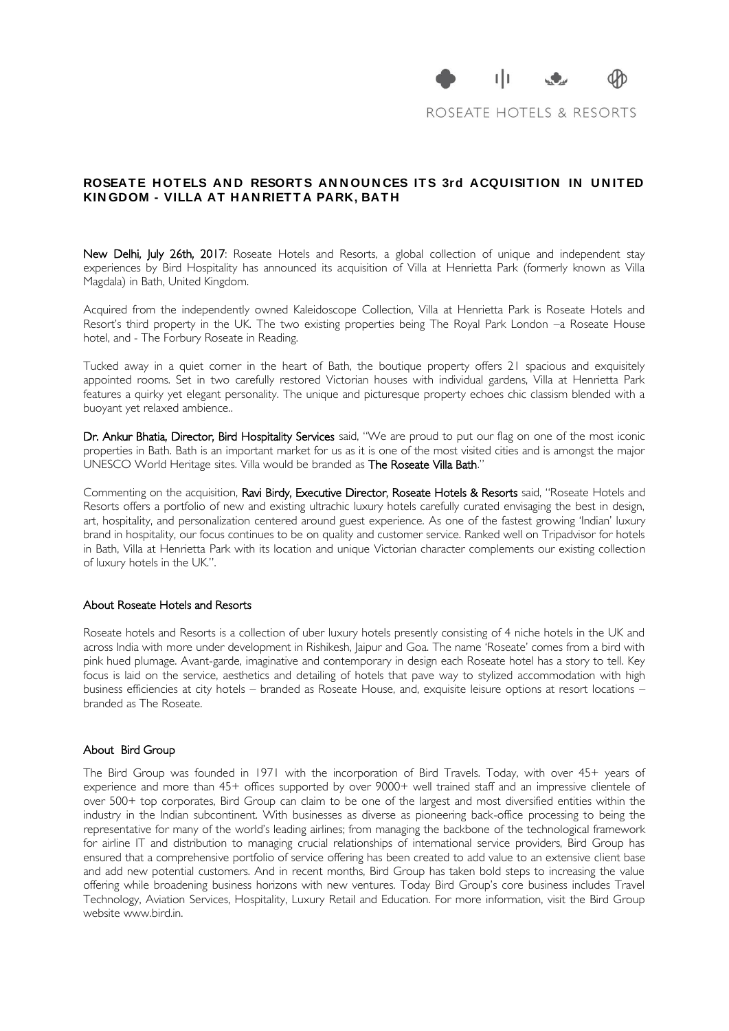ROSEATE HOTELS & RESORTS

## ROSEATE HOTELS AND RESORTS ANNOUNCES ITS 3rd ACQUISITION IN UNITED KINGDOM - VILLA AT HANRIETTA PARK, BATH

**New Delhi, July 26th, 2017**: Roseate Hotels and Resorts, a global collection of unique and independent stay experiences by Bird Hospitality has announced its acquisition of Villa at Henrietta Park (formerly known as Villa Magdala) in Bath, United Kingdom.

Acquired from the independently owned Kaleidoscope Collection, Villa at Henrietta Park is Roseate Hotels and Resort's third property in the UK. The two existing properties being The Royal Park London –a Roseate House hotel, and - The Forbury Roseate in Reading.

Tucked away in a quiet corner in the heart of Bath, the boutique property offers 21 spacious and exquisitely appointed rooms. Set in two carefully restored Victorian houses with individual gardens, Villa at Henrietta Park features a quirky yet elegant personality. The unique and picturesque property echoes chic classism blended with a buoyant yet relaxed ambience..

**Dr. Ankur Bhatia, Director, Bird Hospitality Services** said, "We are proud to put our flag on one of the most iconic properties in Bath. Bath is an important market for us as it is one of the most visited cities and is amongst the major UNESCO World Heritage sites. Villa would be branded as **The Roseate Villa Bath**."

Commenting on the acquisition, **Ravi Birdy, Executive Director, Roseate Hotels & Resorts** said, "Roseate Hotels and Resorts offers a portfolio of new and existing ultrachic luxury hotels carefully curated envisaging the best in design, art, hospitality, and personalization centered around guest experience. As one of the fastest growing 'Indian' luxury brand in hospitality, our focus continues to be on quality and customer service. Ranked well on Tripadvisor for hotels in Bath, Villa at Henrietta Park with its location and unique Victorian character complements our existing collection of luxury hotels in the UK.".

### About Roseate Hotels and Resorts

Roseate hotels and Resorts is a collection of uber luxury hotels presently consisting of 4 niche hotels in the UK and across India with more under development in Rishikesh, Jaipur and Goa. The name 'Roseate' comes from a bird with pink hued plumage. Avant-garde, imaginative and contemporary in design each Roseate hotel has a story to tell. Key focus is laid on the service, aesthetics and detailing of hotels that pave way to stylized accommodation with high business efficiencies at city hotels – branded as Roseate House, and, exquisite leisure options at resort locations – branded as The Roseate.

### About Bird Group

The Bird Group was founded in 1971 with the incorporation of Bird Travels. Today, with over 45+ years of experience and more than 45+ offices supported by over 9000+ well trained staff and an impressive clientele of over 500+ top corporates, Bird Group can claim to be one of the largest and most diversified entities within the industry in the Indian subcontinent. With businesses as diverse as pioneering back-office processing to being the representative for many of the world's leading airlines; from managing the backbone of the technological framework for airline IT and distribution to managing crucial relationships of international service providers, Bird Group has ensured that a comprehensive portfolio of service offering has been created to add value to an extensive client base and add new potential customers. And in recent months, Bird Group has taken bold steps to increasing the value offering while broadening business horizons with new ventures. Today Bird Group's core business includes Travel Technology, Aviation Services, Hospitality, Luxury Retail and Education. For more information, visit the Bird Group website www.bird.in.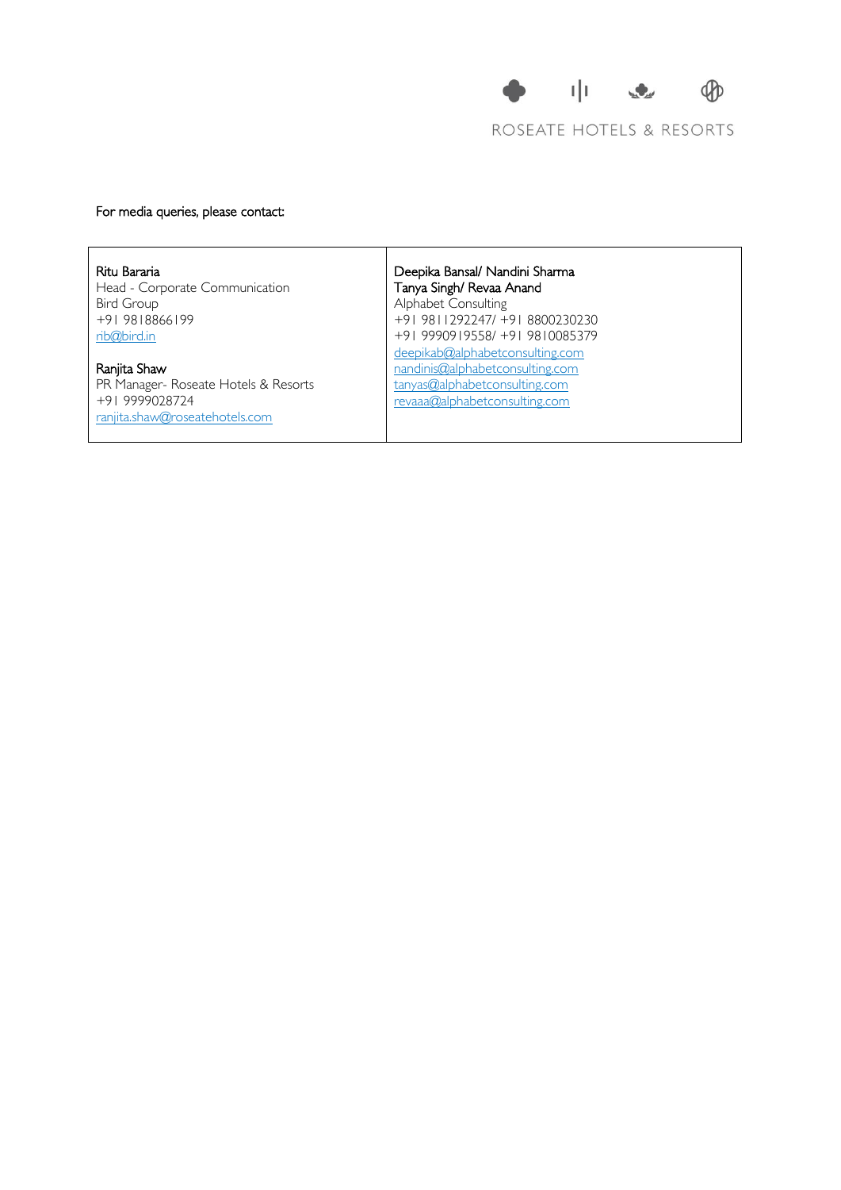ROSEATE HOTELS & RESORTS

For media queries, please contact:

| | |
|---|---|
| Ritu Bararia<br>Head - Corporate Communication<br>Bird Group<br>+91 9818866199<br>rib@bird.in<br><br>Ranjita Shaw<br>PR Manager- Roseate Hotels & Resorts<br>+91 9999028724<br>ranjita.shaw@roseatehotels.com | Deepika Bansal/ Nandini Sharma<br>Tanya Singh/ Revaa Anand<br>Alphabet Consulting<br>+91 9811292247/ +91 8800230230<br>+91 9990919558/ +91 9810085379<br>deepikab@alphabetconsulting.com<br>nandinis@alphabetconsulting.com<br>tanyas@alphabetconsulting.com<br>revaaa@alphabetconsulting.com |